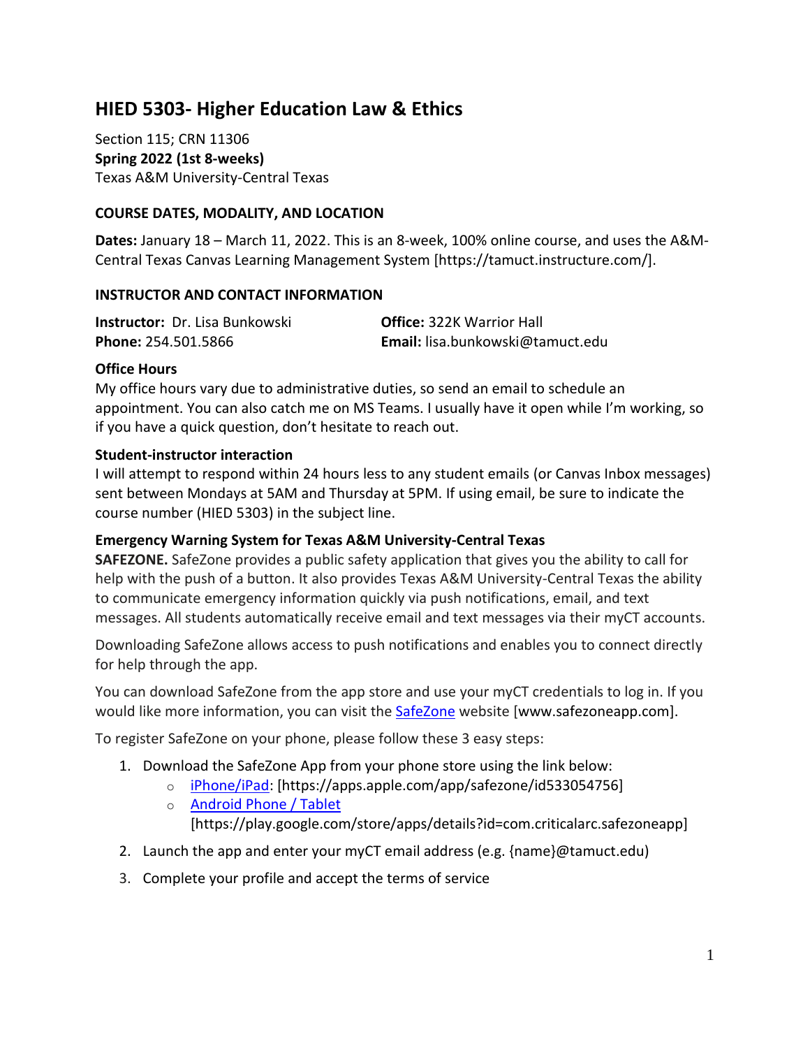# HIED 5303- Higher Education Law & Ethics

Section 115; CRN 11306
**Spring 2022 (1st 8-weeks)**
Texas A&M University-Central Texas

## COURSE DATES, MODALITY, AND LOCATION

**Dates:** January 18 – March 11, 2022. This is an 8-week, 100% online course, and uses the A&M-Central Texas Canvas Learning Management System [https://tamuct.instructure.com/].

## INSTRUCTOR AND CONTACT INFORMATION

**Instructor:** Dr. Lisa Bunkowski
**Office:** 322K Warrior Hall
**Phone:** 254.501.5866
**Email:** lisa.bunkowski@tamuct.edu

### Office Hours

My office hours vary due to administrative duties, so send an email to schedule an appointment. You can also catch me on MS Teams. I usually have it open while I'm working, so if you have a quick question, don't hesitate to reach out.

### Student-instructor interaction

I will attempt to respond within 24 hours less to any student emails (or Canvas Inbox messages) sent between Mondays at 5AM and Thursday at 5PM. If using email, be sure to indicate the course number (HIED 5303) in the subject line.

### Emergency Warning System for Texas A&M University-Central Texas

**SAFEZONE.** SafeZone provides a public safety application that gives you the ability to call for help with the push of a button. It also provides Texas A&M University-Central Texas the ability to communicate emergency information quickly via push notifications, email, and text messages. All students automatically receive email and text messages via their myCT accounts.

Downloading SafeZone allows access to push notifications and enables you to connect directly for help through the app.

You can download SafeZone from the app store and use your myCT credentials to log in. If you would like more information, you can visit the SafeZone website [www.safezoneapp.com].

To register SafeZone on your phone, please follow these 3 easy steps:

1. Download the SafeZone App from your phone store using the link below:
   - iPhone/iPad: [https://apps.apple.com/app/safezone/id533054756]
   - Android Phone / Tablet [https://play.google.com/store/apps/details?id=com.criticalarc.safezoneapp]
2. Launch the app and enter your myCT email address (e.g. {name}@tamuct.edu)
3. Complete your profile and accept the terms of service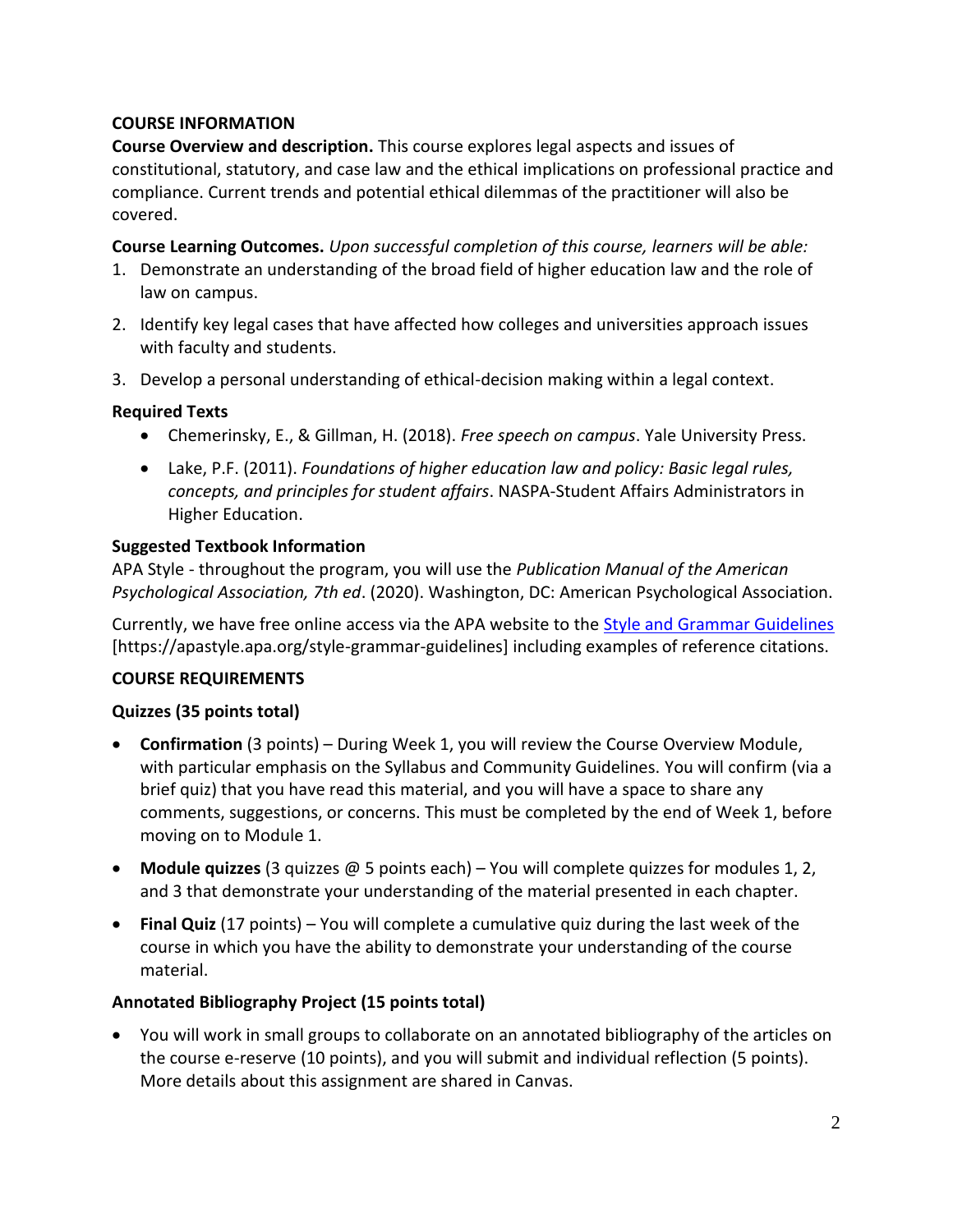## COURSE INFORMATION

**Course Overview and description.** This course explores legal aspects and issues of constitutional, statutory, and case law and the ethical implications on professional practice and compliance. Current trends and potential ethical dilemmas of the practitioner will also be covered.

**Course Learning Outcomes.** *Upon successful completion of this course, learners will be able:*

1. Demonstrate an understanding of the broad field of higher education law and the role of law on campus.
2. Identify key legal cases that have affected how colleges and universities approach issues with faculty and students.
3. Develop a personal understanding of ethical-decision making within a legal context.

### Required Texts

- Chemerinsky, E., & Gillman, H. (2018). *Free speech on campus*. Yale University Press.
- Lake, P.F. (2011). *Foundations of higher education law and policy: Basic legal rules, concepts, and principles for student affairs*. NASPA-Student Affairs Administrators in Higher Education.

### Suggested Textbook Information

APA Style - throughout the program, you will use the *Publication Manual of the American Psychological Association, 7th ed*. (2020). Washington, DC: American Psychological Association.

Currently, we have free online access via the APA website to the [Style and Grammar Guidelines](https://apastyle.apa.org/style-grammar-guidelines) [https://apastyle.apa.org/style-grammar-guidelines] including examples of reference citations.

## COURSE REQUIREMENTS

### Quizzes (35 points total)

- **Confirmation** (3 points) – During Week 1, you will review the Course Overview Module, with particular emphasis on the Syllabus and Community Guidelines. You will confirm (via a brief quiz) that you have read this material, and you will have a space to share any comments, suggestions, or concerns. This must be completed by the end of Week 1, before moving on to Module 1.
- **Module quizzes** (3 quizzes @ 5 points each) – You will complete quizzes for modules 1, 2, and 3 that demonstrate your understanding of the material presented in each chapter.
- **Final Quiz** (17 points) – You will complete a cumulative quiz during the last week of the course in which you have the ability to demonstrate your understanding of the course material.

### Annotated Bibliography Project (15 points total)

- You will work in small groups to collaborate on an annotated bibliography of the articles on the course e-reserve (10 points), and you will submit and individual reflection (5 points). More details about this assignment are shared in Canvas.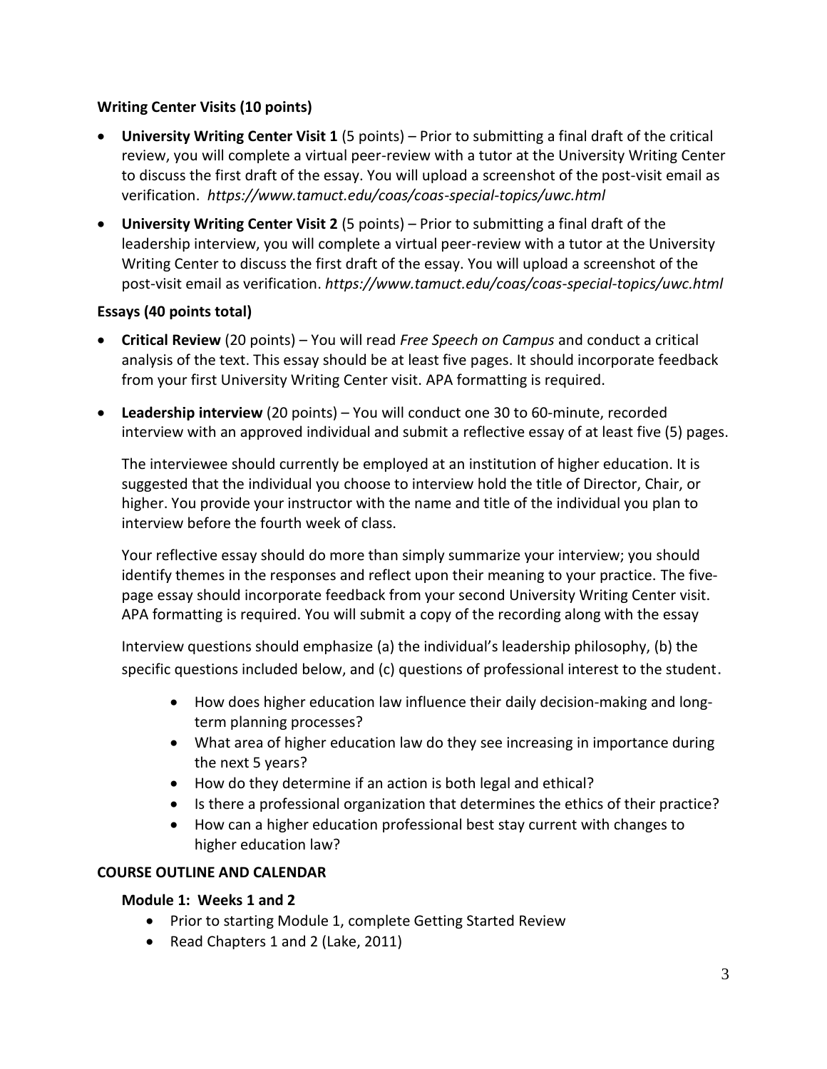**Writing Center Visits (10 points)**

- **University Writing Center Visit 1** (5 points) – Prior to submitting a final draft of the critical review, you will complete a virtual peer-review with a tutor at the University Writing Center to discuss the first draft of the essay. You will upload a screenshot of the post-visit email as verification. *https://www.tamuct.edu/coas/coas-special-topics/uwc.html*
- **University Writing Center Visit 2** (5 points) – Prior to submitting a final draft of the leadership interview, you will complete a virtual peer-review with a tutor at the University Writing Center to discuss the first draft of the essay. You will upload a screenshot of the post-visit email as verification. *https://www.tamuct.edu/coas/coas-special-topics/uwc.html*

**Essays (40 points total)**

- **Critical Review** (20 points) – You will read *Free Speech on Campus* and conduct a critical analysis of the text. This essay should be at least five pages. It should incorporate feedback from your first University Writing Center visit. APA formatting is required.
- **Leadership interview** (20 points) – You will conduct one 30 to 60-minute, recorded interview with an approved individual and submit a reflective essay of at least five (5) pages.

  The interviewee should currently be employed at an institution of higher education. It is suggested that the individual you choose to interview hold the title of Director, Chair, or higher. You provide your instructor with the name and title of the individual you plan to interview before the fourth week of class.

  Your reflective essay should do more than simply summarize your interview; you should identify themes in the responses and reflect upon their meaning to your practice. The five-page essay should incorporate feedback from your second University Writing Center visit. APA formatting is required. You will submit a copy of the recording along with the essay

  Interview questions should emphasize (a) the individual's leadership philosophy, (b) the specific questions included below, and (c) questions of professional interest to the student.

    - How does higher education law influence their daily decision-making and long-term planning processes?
    - What area of higher education law do they see increasing in importance during the next 5 years?
    - How do they determine if an action is both legal and ethical?
    - Is there a professional organization that determines the ethics of their practice?
    - How can a higher education professional best stay current with changes to higher education law?

**COURSE OUTLINE AND CALENDAR**

**Module 1: Weeks 1 and 2**

- Prior to starting Module 1, complete Getting Started Review
- Read Chapters 1 and 2 (Lake, 2011)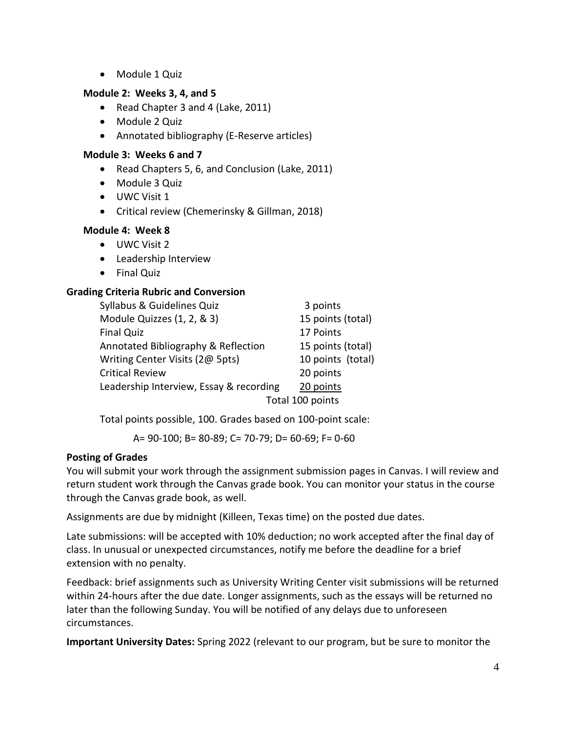- Module 1 Quiz

**Module 2: Weeks 3, 4, and 5**

- Read Chapter 3 and 4 (Lake, 2011)
- Module 2 Quiz
- Annotated bibliography (E-Reserve articles)

**Module 3: Weeks 6 and 7**

- Read Chapters 5, 6, and Conclusion (Lake, 2011)
- Module 3 Quiz
- UWC Visit 1
- Critical review (Chemerinsky & Gillman, 2018)

**Module 4: Week 8**

- UWC Visit 2
- Leadership Interview
- Final Quiz

### Grading Criteria Rubric and Conversion

| | |
|---|---|
| Syllabus & Guidelines Quiz | 3 points |
| Module Quizzes (1, 2, & 3) | 15 points (total) |
| Final Quiz | 17 Points |
| Annotated Bibliography & Reflection | 15 points (total) |
| Writing Center Visits (2@ 5pts) | 10 points (total) |
| Critical Review | 20 points |
| Leadership Interview, Essay & recording | 20 points |
| | Total 100 points |

Total points possible, 100. Grades based on 100-point scale:

A= 90-100; B= 80-89; C= 70-79; D= 60-69; F= 0-60

### Posting of Grades

You will submit your work through the assignment submission pages in Canvas. I will review and return student work through the Canvas grade book. You can monitor your status in the course through the Canvas grade book, as well.

Assignments are due by midnight (Killeen, Texas time) on the posted due dates.

Late submissions: will be accepted with 10% deduction; no work accepted after the final day of class. In unusual or unexpected circumstances, notify me before the deadline for a brief extension with no penalty.

Feedback: brief assignments such as University Writing Center visit submissions will be returned within 24-hours after the due date. Longer assignments, such as the essays will be returned no later than the following Sunday. You will be notified of any delays due to unforeseen circumstances.

**Important University Dates:** Spring 2022 (relevant to our program, but be sure to monitor the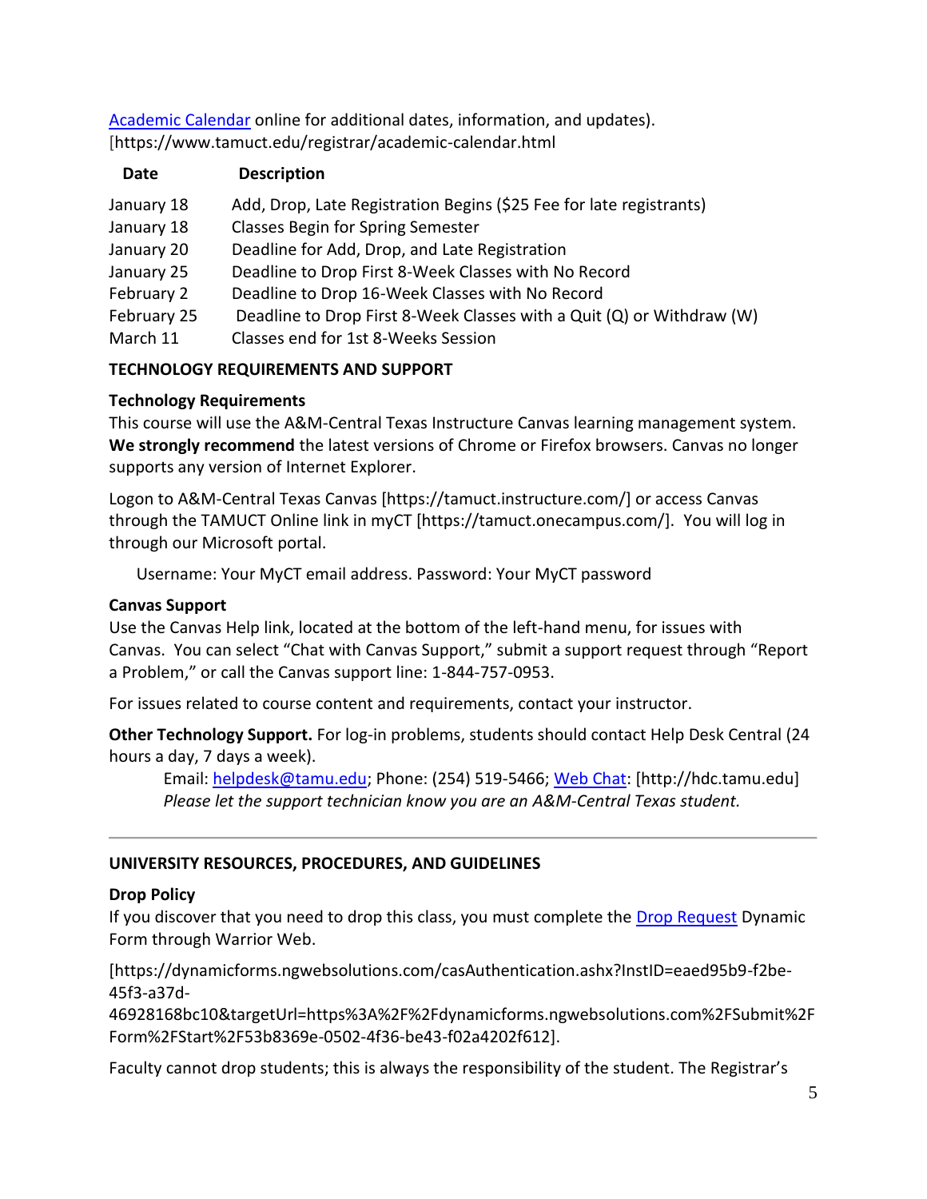[Academic Calendar](https://www.tamuct.edu/registrar/academic-calendar.html) online for additional dates, information, and updates). [https://www.tamuct.edu/registrar/academic-calendar.html

| Date | Description |
| --- | --- |
| January 18 | Add, Drop, Late Registration Begins ($25 Fee for late registrants) |
| January 18 | Classes Begin for Spring Semester |
| January 20 | Deadline for Add, Drop, and Late Registration |
| January 25 | Deadline to Drop First 8-Week Classes with No Record |
| February 2 | Deadline to Drop 16-Week Classes with No Record |
| February 25 | Deadline to Drop First 8-Week Classes with a Quit (Q) or Withdraw (W) |
| March 11 | Classes end for 1st 8-Weeks Session |

## TECHNOLOGY REQUIREMENTS AND SUPPORT

### Technology Requirements

This course will use the A&M-Central Texas Instructure Canvas learning management system. **We strongly recommend** the latest versions of Chrome or Firefox browsers. Canvas no longer supports any version of Internet Explorer.

Logon to A&M-Central Texas Canvas [https://tamuct.instructure.com/] or access Canvas through the TAMUCT Online link in myCT [https://tamuct.onecampus.com/]. You will log in through our Microsoft portal.

Username: Your MyCT email address. Password: Your MyCT password

### Canvas Support

Use the Canvas Help link, located at the bottom of the left-hand menu, for issues with Canvas. You can select "Chat with Canvas Support," submit a support request through "Report a Problem," or call the Canvas support line: 1-844-757-0953.

For issues related to course content and requirements, contact your instructor.

**Other Technology Support.** For log-in problems, students should contact Help Desk Central (24 hours a day, 7 days a week).

Email: helpdesk@tamu.edu; Phone: (254) 519-5466; Web Chat: [http://hdc.tamu.edu]
*Please let the support technician know you are an A&M-Central Texas student.*

---

## UNIVERSITY RESOURCES, PROCEDURES, AND GUIDELINES

### Drop Policy

If you discover that you need to drop this class, you must complete the Drop Request Dynamic Form through Warrior Web.

[https://dynamicforms.ngwebsolutions.com/casAuthentication.ashx?InstID=eaed95b9-f2be-45f3-a37d-46928168bc10&targetUrl=https%3A%2F%2Fdynamicforms.ngwebsolutions.com%2FSubmit%2FForm%2FStart%2F53b8369e-0502-4f36-be43-f02a4202f612].

Faculty cannot drop students; this is always the responsibility of the student. The Registrar's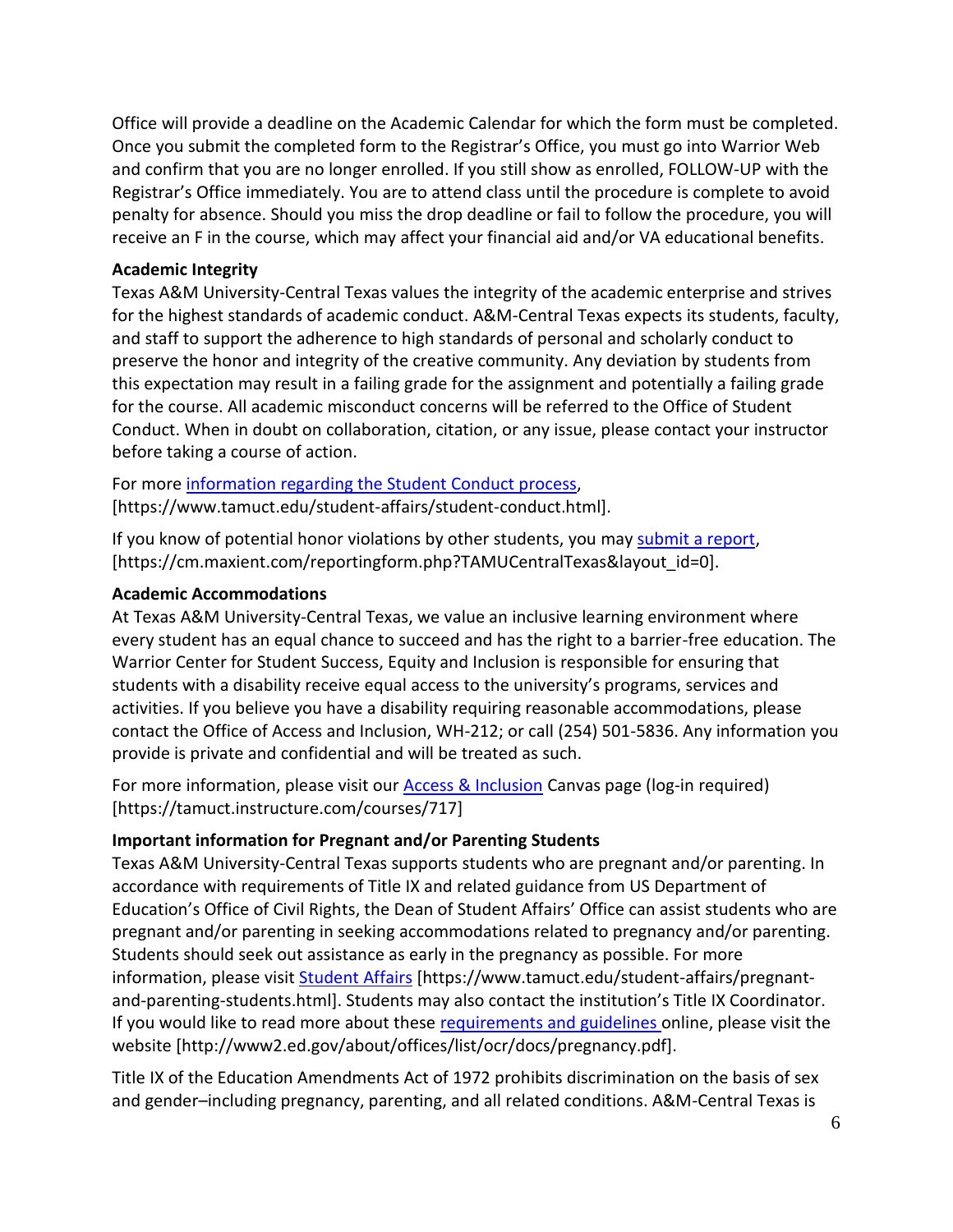Office will provide a deadline on the Academic Calendar for which the form must be completed. Once you submit the completed form to the Registrar's Office, you must go into Warrior Web and confirm that you are no longer enrolled. If you still show as enrolled, FOLLOW-UP with the Registrar's Office immediately. You are to attend class until the procedure is complete to avoid penalty for absence. Should you miss the drop deadline or fail to follow the procedure, you will receive an F in the course, which may affect your financial aid and/or VA educational benefits.

**Academic Integrity**

Texas A&M University-Central Texas values the integrity of the academic enterprise and strives for the highest standards of academic conduct. A&M-Central Texas expects its students, faculty, and staff to support the adherence to high standards of personal and scholarly conduct to preserve the honor and integrity of the creative community. Any deviation by students from this expectation may result in a failing grade for the assignment and potentially a failing grade for the course. All academic misconduct concerns will be referred to the Office of Student Conduct. When in doubt on collaboration, citation, or any issue, please contact your instructor before taking a course of action.

For more information regarding the Student Conduct process, [https://www.tamuct.edu/student-affairs/student-conduct.html].

If you know of potential honor violations by other students, you may submit a report, [https://cm.maxient.com/reportingform.php?TAMUCentralTexas&layout_id=0].

**Academic Accommodations**

At Texas A&M University-Central Texas, we value an inclusive learning environment where every student has an equal chance to succeed and has the right to a barrier-free education. The Warrior Center for Student Success, Equity and Inclusion is responsible for ensuring that students with a disability receive equal access to the university's programs, services and activities. If you believe you have a disability requiring reasonable accommodations, please contact the Office of Access and Inclusion, WH-212; or call (254) 501-5836. Any information you provide is private and confidential and will be treated as such.

For more information, please visit our Access & Inclusion Canvas page (log-in required) [https://tamuct.instructure.com/courses/717]

**Important information for Pregnant and/or Parenting Students**

Texas A&M University-Central Texas supports students who are pregnant and/or parenting. In accordance with requirements of Title IX and related guidance from US Department of Education's Office of Civil Rights, the Dean of Student Affairs' Office can assist students who are pregnant and/or parenting in seeking accommodations related to pregnancy and/or parenting. Students should seek out assistance as early in the pregnancy as possible. For more information, please visit Student Affairs [https://www.tamuct.edu/student-affairs/pregnant-and-parenting-students.html]. Students may also contact the institution's Title IX Coordinator. If you would like to read more about these requirements and guidelines online, please visit the website [http://www2.ed.gov/about/offices/list/ocr/docs/pregnancy.pdf].

Title IX of the Education Amendments Act of 1972 prohibits discrimination on the basis of sex and gender–including pregnancy, parenting, and all related conditions. A&M-Central Texas is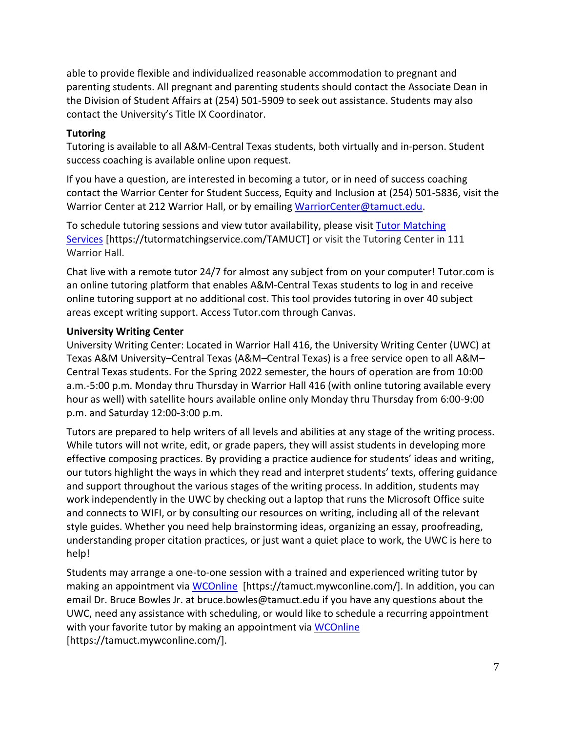able to provide flexible and individualized reasonable accommodation to pregnant and parenting students. All pregnant and parenting students should contact the Associate Dean in the Division of Student Affairs at (254) 501-5909 to seek out assistance. Students may also contact the University's Title IX Coordinator.

**Tutoring**

Tutoring is available to all A&M-Central Texas students, both virtually and in-person. Student success coaching is available online upon request.

If you have a question, are interested in becoming a tutor, or in need of success coaching contact the Warrior Center for Student Success, Equity and Inclusion at (254) 501-5836, visit the Warrior Center at 212 Warrior Hall, or by emailing [WarriorCenter@tamuct.edu](mailto:WarriorCenter@tamuct.edu).

To schedule tutoring sessions and view tutor availability, please visit [Tutor Matching Services](https://tutormatchingservice.com/TAMUCT) [https://tutormatchingservice.com/TAMUCT] or visit the Tutoring Center in 111 Warrior Hall.

Chat live with a remote tutor 24/7 for almost any subject from on your computer! Tutor.com is an online tutoring platform that enables A&M-Central Texas students to log in and receive online tutoring support at no additional cost. This tool provides tutoring in over 40 subject areas except writing support. Access Tutor.com through Canvas.

**University Writing Center**

University Writing Center: Located in Warrior Hall 416, the University Writing Center (UWC) at Texas A&M University–Central Texas (A&M–Central Texas) is a free service open to all A&M–Central Texas students. For the Spring 2022 semester, the hours of operation are from 10:00 a.m.-5:00 p.m. Monday thru Thursday in Warrior Hall 416 (with online tutoring available every hour as well) with satellite hours available online only Monday thru Thursday from 6:00-9:00 p.m. and Saturday 12:00-3:00 p.m.

Tutors are prepared to help writers of all levels and abilities at any stage of the writing process. While tutors will not write, edit, or grade papers, they will assist students in developing more effective composing practices. By providing a practice audience for students' ideas and writing, our tutors highlight the ways in which they read and interpret students' texts, offering guidance and support throughout the various stages of the writing process. In addition, students may work independently in the UWC by checking out a laptop that runs the Microsoft Office suite and connects to WIFI, or by consulting our resources on writing, including all of the relevant style guides. Whether you need help brainstorming ideas, organizing an essay, proofreading, understanding proper citation practices, or just want a quiet place to work, the UWC is here to help!

Students may arrange a one-to-one session with a trained and experienced writing tutor by making an appointment via [WCOnline](https://tamuct.mywconline.com/) [https://tamuct.mywconline.com/]. In addition, you can email Dr. Bruce Bowles Jr. at bruce.bowles@tamuct.edu if you have any questions about the UWC, need any assistance with scheduling, or would like to schedule a recurring appointment with your favorite tutor by making an appointment via [WCOnline](https://tamuct.mywconline.com/) [https://tamuct.mywconline.com/].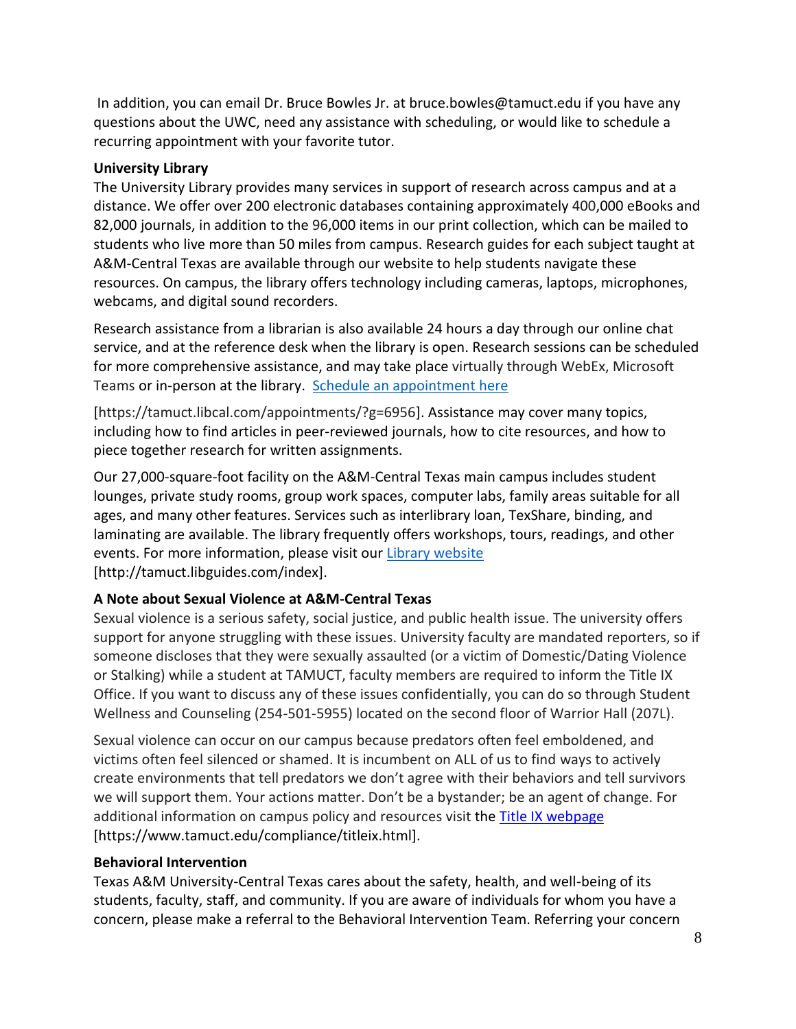In addition, you can email Dr. Bruce Bowles Jr. at bruce.bowles@tamuct.edu if you have any questions about the UWC, need any assistance with scheduling, or would like to schedule a recurring appointment with your favorite tutor.

**University Library**

The University Library provides many services in support of research across campus and at a distance. We offer over 200 electronic databases containing approximately 400,000 eBooks and 82,000 journals, in addition to the 96,000 items in our print collection, which can be mailed to students who live more than 50 miles from campus. Research guides for each subject taught at A&M-Central Texas are available through our website to help students navigate these resources. On campus, the library offers technology including cameras, laptops, microphones, webcams, and digital sound recorders.

Research assistance from a librarian is also available 24 hours a day through our online chat service, and at the reference desk when the library is open. Research sessions can be scheduled for more comprehensive assistance, and may take place virtually through WebEx, Microsoft Teams or in-person at the library. [Schedule an appointment here](https://tamuct.libcal.com/appointments/?g=6956)

[https://tamuct.libcal.com/appointments/?g=6956]. Assistance may cover many topics, including how to find articles in peer-reviewed journals, how to cite resources, and how to piece together research for written assignments.

Our 27,000-square-foot facility on the A&M-Central Texas main campus includes student lounges, private study rooms, group work spaces, computer labs, family areas suitable for all ages, and many other features. Services such as interlibrary loan, TexShare, binding, and laminating are available. The library frequently offers workshops, tours, readings, and other events. For more information, please visit our [Library website](http://tamuct.libguides.com/index) [http://tamuct.libguides.com/index].

**A Note about Sexual Violence at A&M-Central Texas**

Sexual violence is a serious safety, social justice, and public health issue. The university offers support for anyone struggling with these issues. University faculty are mandated reporters, so if someone discloses that they were sexually assaulted (or a victim of Domestic/Dating Violence or Stalking) while a student at TAMUCT, faculty members are required to inform the Title IX Office. If you want to discuss any of these issues confidentially, you can do so through Student Wellness and Counseling (254-501-5955) located on the second floor of Warrior Hall (207L).

Sexual violence can occur on our campus because predators often feel emboldened, and victims often feel silenced or shamed. It is incumbent on ALL of us to find ways to actively create environments that tell predators we don't agree with their behaviors and tell survivors we will support them. Your actions matter. Don't be a bystander; be an agent of change. For additional information on campus policy and resources visit the [Title IX webpage](https://www.tamuct.edu/compliance/titleix.html) [https://www.tamuct.edu/compliance/titleix.html].

**Behavioral Intervention**

Texas A&M University-Central Texas cares about the safety, health, and well-being of its students, faculty, staff, and community. If you are aware of individuals for whom you have a concern, please make a referral to the Behavioral Intervention Team. Referring your concern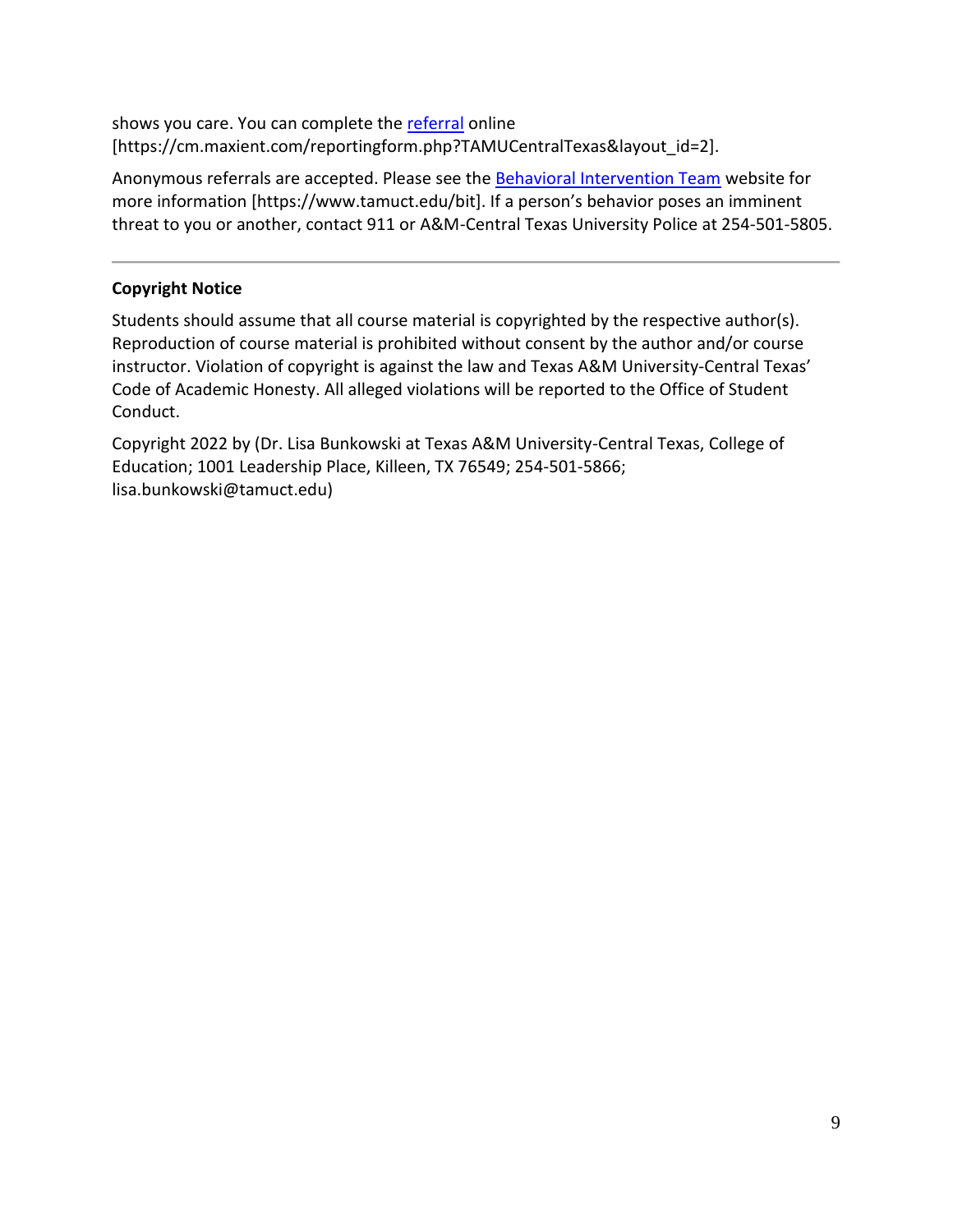shows you care. You can complete the referral online [https://cm.maxient.com/reportingform.php?TAMUCentralTexas&layout_id=2].

Anonymous referrals are accepted. Please see the Behavioral Intervention Team website for more information [https://www.tamuct.edu/bit]. If a person's behavior poses an imminent threat to you or another, contact 911 or A&M-Central Texas University Police at 254-501-5805.

---

**Copyright Notice**

Students should assume that all course material is copyrighted by the respective author(s). Reproduction of course material is prohibited without consent by the author and/or course instructor. Violation of copyright is against the law and Texas A&M University-Central Texas' Code of Academic Honesty. All alleged violations will be reported to the Office of Student Conduct.

Copyright 2022 by (Dr. Lisa Bunkowski at Texas A&M University-Central Texas, College of Education; 1001 Leadership Place, Killeen, TX 76549; 254-501-5866; lisa.bunkowski@tamuct.edu)